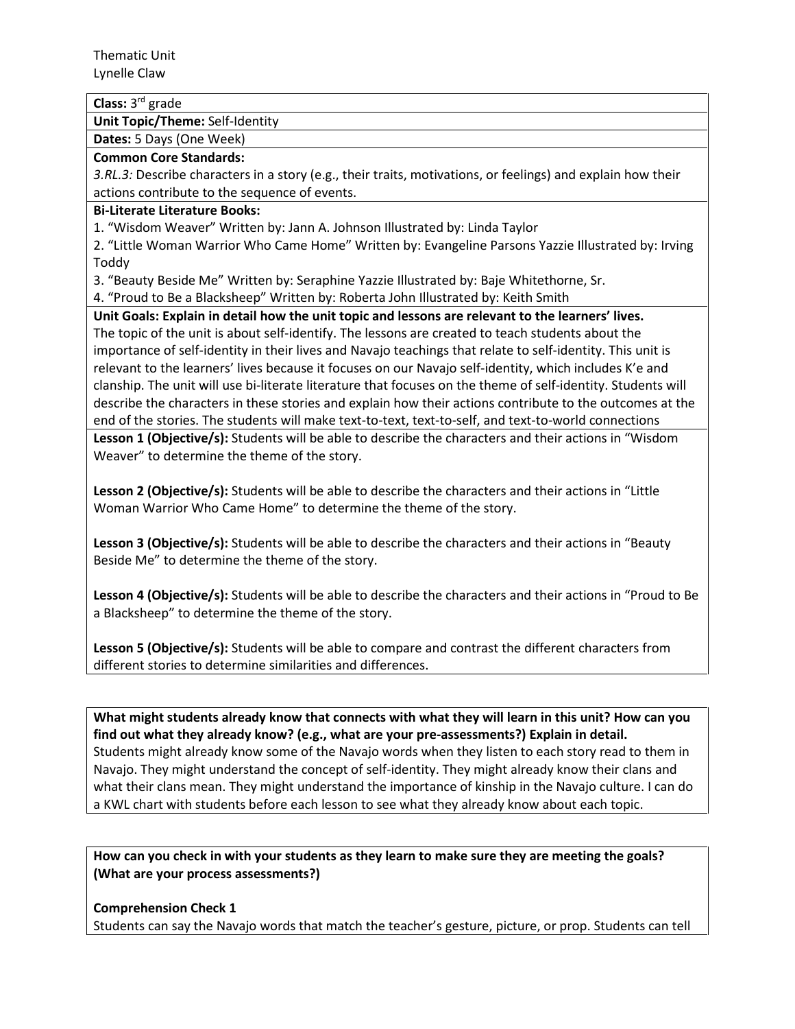Thematic Unit
Lynelle Claw

**Class:** 3rd grade

**Unit Topic/Theme:** Self-Identity

**Dates:** 5 Days (One Week)

**Common Core Standards:**

*3.RL.3:* Describe characters in a story (e.g., their traits, motivations, or feelings) and explain how their actions contribute to the sequence of events.

**Bi-Literate Literature Books:**

1. "Wisdom Weaver" Written by: Jann A. Johnson Illustrated by: Linda Taylor
2. "Little Woman Warrior Who Came Home" Written by: Evangeline Parsons Yazzie Illustrated by: Irving Toddy
3. "Beauty Beside Me" Written by: Seraphine Yazzie Illustrated by: Baje Whitethorne, Sr.
4. "Proud to Be a Blacksheep" Written by: Roberta John Illustrated by: Keith Smith

**Unit Goals: Explain in detail how the unit topic and lessons are relevant to the learners' lives.**

The topic of the unit is about self-identify. The lessons are created to teach students about the importance of self-identity in their lives and Navajo teachings that relate to self-identity. This unit is relevant to the learners' lives because it focuses on our Navajo self-identity, which includes K'e and clanship. The unit will use bi-literate literature that focuses on the theme of self-identity. Students will describe the characters in these stories and explain how their actions contribute to the outcomes at the end of the stories. The students will make text-to-text, text-to-self, and text-to-world connections

**Lesson 1 (Objective/s):** Students will be able to describe the characters and their actions in "Wisdom Weaver" to determine the theme of the story.

**Lesson 2 (Objective/s):** Students will be able to describe the characters and their actions in "Little Woman Warrior Who Came Home" to determine the theme of the story.

**Lesson 3 (Objective/s):** Students will be able to describe the characters and their actions in "Beauty Beside Me" to determine the theme of the story.

**Lesson 4 (Objective/s):** Students will be able to describe the characters and their actions in "Proud to Be a Blacksheep" to determine the theme of the story.

**Lesson 5 (Objective/s):** Students will be able to compare and contrast the different characters from different stories to determine similarities and differences.

**What might students already know that connects with what they will learn in this unit? How can you find out what they already know? (e.g., what are your pre-assessments?) Explain in detail.**

Students might already know some of the Navajo words when they listen to each story read to them in Navajo. They might understand the concept of self-identity. They might already know their clans and what their clans mean. They might understand the importance of kinship in the Navajo culture. I can do a KWL chart with students before each lesson to see what they already know about each topic.

**How can you check in with your students as they learn to make sure they are meeting the goals? (What are your process assessments?)**

**Comprehension Check 1**

Students can say the Navajo words that match the teacher's gesture, picture, or prop. Students can tell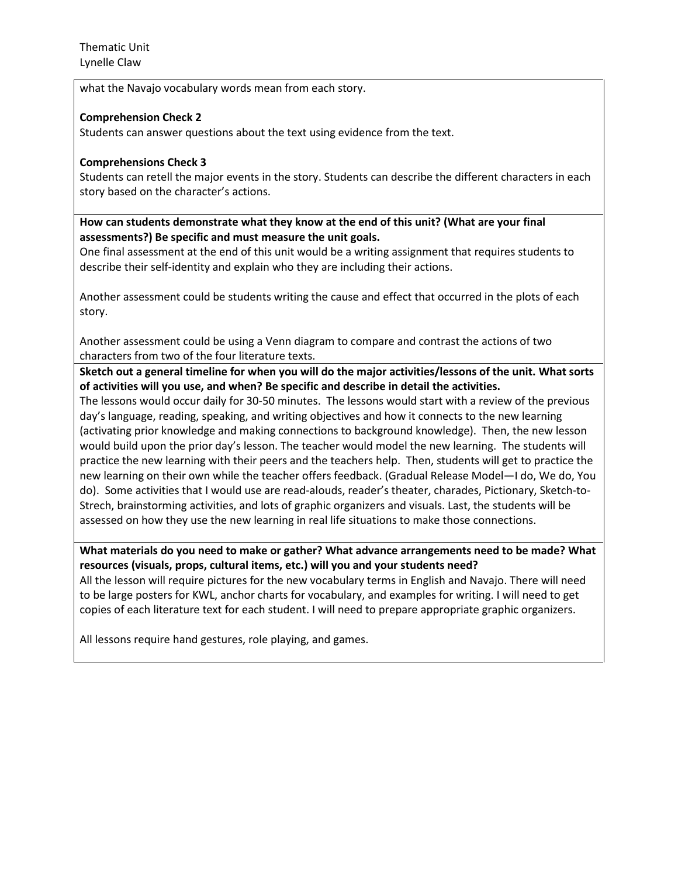what the Navajo vocabulary words mean from each story.

**Comprehension Check 2**

Students can answer questions about the text using evidence from the text.

**Comprehensions Check 3**

Students can retell the major events in the story. Students can describe the different characters in each story based on the character's actions.

**How can students demonstrate what they know at the end of this unit? (What are your final assessments?) Be specific and must measure the unit goals.**

One final assessment at the end of this unit would be a writing assignment that requires students to describe their self-identity and explain who they are including their actions.

Another assessment could be students writing the cause and effect that occurred in the plots of each story.

Another assessment could be using a Venn diagram to compare and contrast the actions of two characters from two of the four literature texts.

**Sketch out a general timeline for when you will do the major activities/lessons of the unit. What sorts of activities will you use, and when? Be specific and describe in detail the activities.**

The lessons would occur daily for 30-50 minutes. The lessons would start with a review of the previous day's language, reading, speaking, and writing objectives and how it connects to the new learning (activating prior knowledge and making connections to background knowledge). Then, the new lesson would build upon the prior day's lesson. The teacher would model the new learning. The students will practice the new learning with their peers and the teachers help. Then, students will get to practice the new learning on their own while the teacher offers feedback. (Gradual Release Model—I do, We do, You do). Some activities that I would use are read-alouds, reader's theater, charades, Pictionary, Sketch-to-Strech, brainstorming activities, and lots of graphic organizers and visuals. Last, the students will be assessed on how they use the new learning in real life situations to make those connections.

**What materials do you need to make or gather? What advance arrangements need to be made? What resources (visuals, props, cultural items, etc.) will you and your students need?**

All the lesson will require pictures for the new vocabulary terms in English and Navajo. There will need to be large posters for KWL, anchor charts for vocabulary, and examples for writing. I will need to get copies of each literature text for each student. I will need to prepare appropriate graphic organizers.

All lessons require hand gestures, role playing, and games.